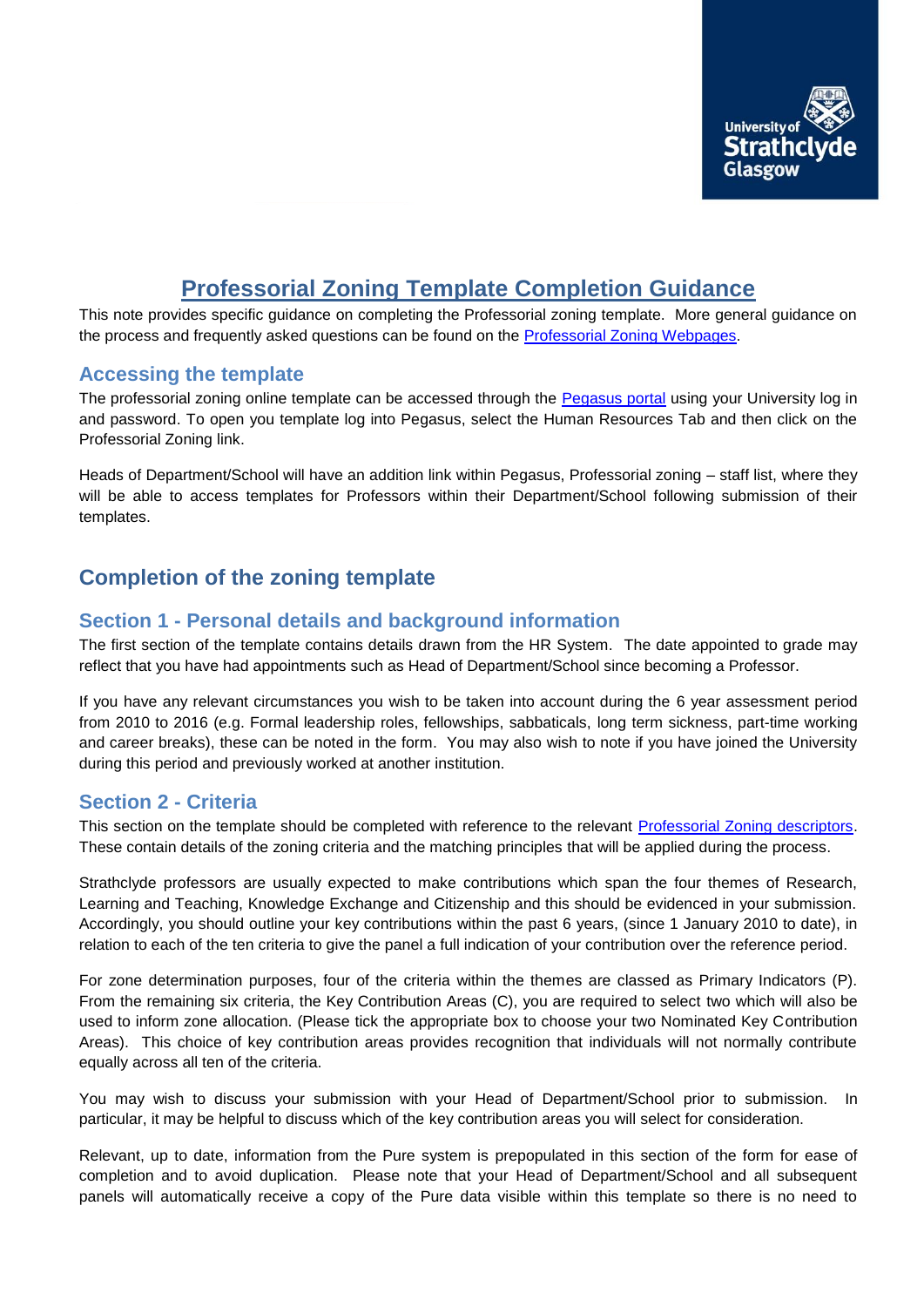# Professorial Zoning Template Completion Guidance

This note provides specific guidance on completing the Professorial zoning template. More general guidance on the process and frequently asked questions can be found on the [Professorial Zoning Webpages](#).

## Accessing the template

The professorial zoning online template can be accessed through the [Pegasus portal](#) using your University log in and password. To open you template log into Pegasus, select the Human Resources Tab and then click on the Professorial Zoning link.

Heads of Department/School will have an addition link within Pegasus, Professorial zoning – staff list, where they will be able to access templates for Professors within their Department/School following submission of their templates.

## Completion of the zoning template

### Section 1 - Personal details and background information

The first section of the template contains details drawn from the HR System. The date appointed to grade may reflect that you have had appointments such as Head of Department/School since becoming a Professor.

If you have any relevant circumstances you wish to be taken into account during the 6 year assessment period from 2010 to 2016 (e.g. Formal leadership roles, fellowships, sabbaticals, long term sickness, part-time working and career breaks), these can be noted in the form. You may also wish to note if you have joined the University during this period and previously worked at another institution.

### Section 2 - Criteria

This section on the template should be completed with reference to the relevant [Professorial Zoning descriptors](#). These contain details of the zoning criteria and the matching principles that will be applied during the process.

Strathclyde professors are usually expected to make contributions which span the four themes of Research, Learning and Teaching, Knowledge Exchange and Citizenship and this should be evidenced in your submission. Accordingly, you should outline your key contributions within the past 6 years, (since 1 January 2010 to date), in relation to each of the ten criteria to give the panel a full indication of your contribution over the reference period.

For zone determination purposes, four of the criteria within the themes are classed as Primary Indicators (P). From the remaining six criteria, the Key Contribution Areas (C), you are required to select two which will also be used to inform zone allocation. (Please tick the appropriate box to choose your two Nominated Key Contribution Areas). This choice of key contribution areas provides recognition that individuals will not normally contribute equally across all ten of the criteria.

You may wish to discuss your submission with your Head of Department/School prior to submission. In particular, it may be helpful to discuss which of the key contribution areas you will select for consideration.

Relevant, up to date, information from the Pure system is prepopulated in this section of the form for ease of completion and to avoid duplication. Please note that your Head of Department/School and all subsequent panels will automatically receive a copy of the Pure data visible within this template so there is no need to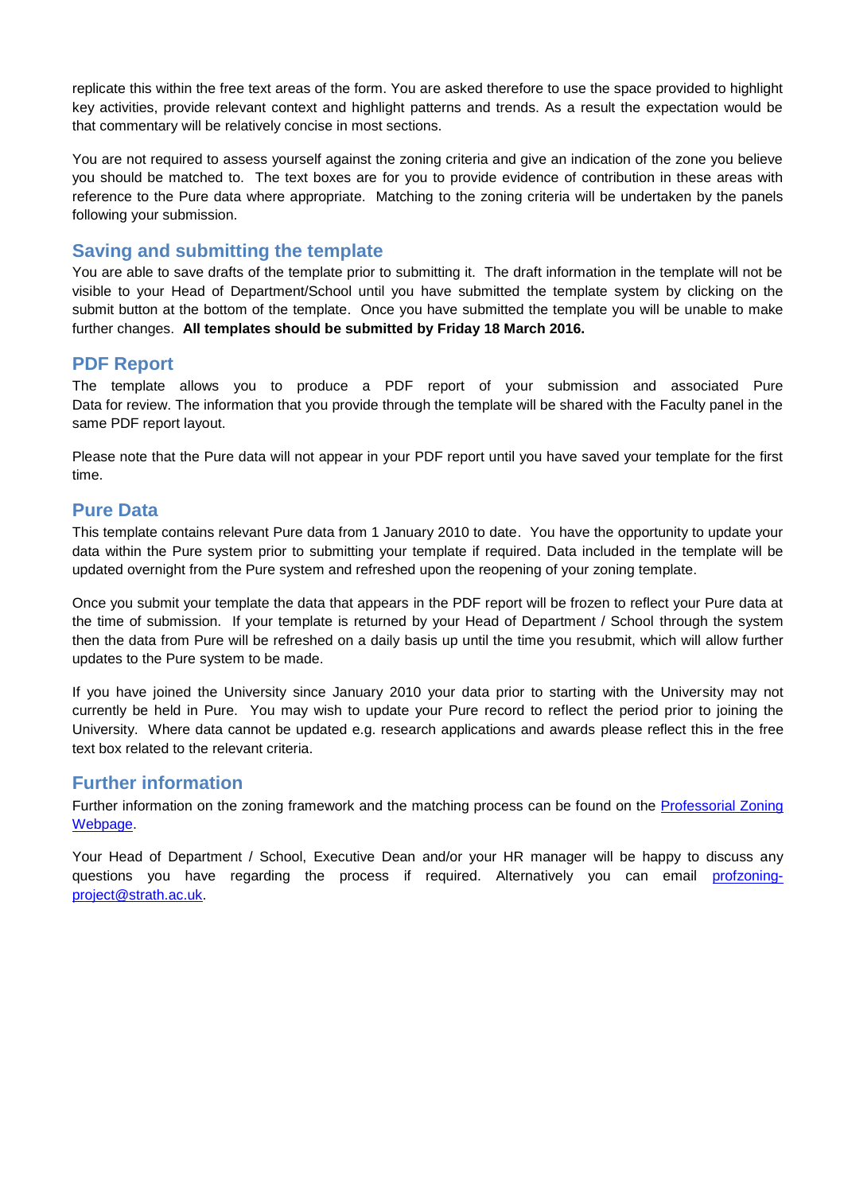replicate this within the free text areas of the form. You are asked therefore to use the space provided to highlight key activities, provide relevant context and highlight patterns and trends. As a result the expectation would be that commentary will be relatively concise in most sections.

You are not required to assess yourself against the zoning criteria and give an indication of the zone you believe you should be matched to. The text boxes are for you to provide evidence of contribution in these areas with reference to the Pure data where appropriate. Matching to the zoning criteria will be undertaken by the panels following your submission.

## Saving and submitting the template

You are able to save drafts of the template prior to submitting it. The draft information in the template will not be visible to your Head of Department/School until you have submitted the template system by clicking on the submit button at the bottom of the template. Once you have submitted the template you will be unable to make further changes. **All templates should be submitted by Friday 18 March 2016.**

## PDF Report

The template allows you to produce a PDF report of your submission and associated Pure Data for review. The information that you provide through the template will be shared with the Faculty panel in the same PDF report layout.

Please note that the Pure data will not appear in your PDF report until you have saved your template for the first time.

## Pure Data

This template contains relevant Pure data from 1 January 2010 to date. You have the opportunity to update your data within the Pure system prior to submitting your template if required. Data included in the template will be updated overnight from the Pure system and refreshed upon the reopening of your zoning template.

Once you submit your template the data that appears in the PDF report will be frozen to reflect your Pure data at the time of submission. If your template is returned by your Head of Department / School through the system then the data from Pure will be refreshed on a daily basis up until the time you resubmit, which will allow further updates to the Pure system to be made.

If you have joined the University since January 2010 your data prior to starting with the University may not currently be held in Pure. You may wish to update your Pure record to reflect the period prior to joining the University. Where data cannot be updated e.g. research applications and awards please reflect this in the free text box related to the relevant criteria.

## Further information

Further information on the zoning framework and the matching process can be found on the [Professorial Zoning Webpage](#).

Your Head of Department / School, Executive Dean and/or your HR manager will be happy to discuss any questions you have regarding the process if required. Alternatively you can email [profzoning-project@strath.ac.uk](mailto:profzoning-project@strath.ac.uk).